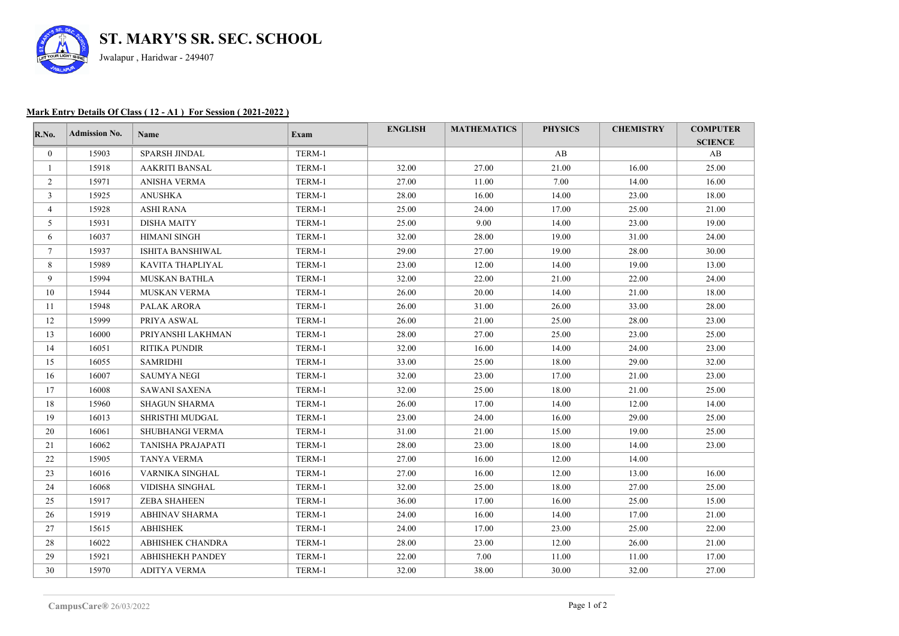# ST. MARY'S SR. SEC. SCHOOL

Jwalapur , Haridwar - 249407

**Mark Entry Details Of Class ( 12 - A1 ) For Session ( 2021-2022 )**

| R.No. | Admission No. | Name | Exam | ENGLISH | MATHEMATICS | PHYSICS | CHEMISTRY | COMPUTER SCIENCE |
|---|---|---|---|---|---|---|---|---|
| 0 | 15903 | SPARSH JINDAL | TERM-1 | | | AB | | AB |
| 1 | 15918 | AAKRITI BANSAL | TERM-1 | 32.00 | 27.00 | 21.00 | 16.00 | 25.00 |
| 2 | 15971 | ANISHA VERMA | TERM-1 | 27.00 | 11.00 | 7.00 | 14.00 | 16.00 |
| 3 | 15925 | ANUSHKA | TERM-1 | 28.00 | 16.00 | 14.00 | 23.00 | 18.00 |
| 4 | 15928 | ASHI RANA | TERM-1 | 25.00 | 24.00 | 17.00 | 25.00 | 21.00 |
| 5 | 15931 | DISHA MAITY | TERM-1 | 25.00 | 9.00 | 14.00 | 23.00 | 19.00 |
| 6 | 16037 | HIMANI SINGH | TERM-1 | 32.00 | 28.00 | 19.00 | 31.00 | 24.00 |
| 7 | 15937 | ISHITA BANSHIWAL | TERM-1 | 29.00 | 27.00 | 19.00 | 28.00 | 30.00 |
| 8 | 15989 | KAVITA THAPLIYAL | TERM-1 | 23.00 | 12.00 | 14.00 | 19.00 | 13.00 |
| 9 | 15994 | MUSKAN BATHLA | TERM-1 | 32.00 | 22.00 | 21.00 | 22.00 | 24.00 |
| 10 | 15944 | MUSKAN VERMA | TERM-1 | 26.00 | 20.00 | 14.00 | 21.00 | 18.00 |
| 11 | 15948 | PALAK ARORA | TERM-1 | 26.00 | 31.00 | 26.00 | 33.00 | 28.00 |
| 12 | 15999 | PRIYA ASWAL | TERM-1 | 26.00 | 21.00 | 25.00 | 28.00 | 23.00 |
| 13 | 16000 | PRIYANSHI LAKHMAN | TERM-1 | 28.00 | 27.00 | 25.00 | 23.00 | 25.00 |
| 14 | 16051 | RITIKA PUNDIR | TERM-1 | 32.00 | 16.00 | 14.00 | 24.00 | 23.00 |
| 15 | 16055 | SAMRIDHI | TERM-1 | 33.00 | 25.00 | 18.00 | 29.00 | 32.00 |
| 16 | 16007 | SAUMYA NEGI | TERM-1 | 32.00 | 23.00 | 17.00 | 21.00 | 23.00 |
| 17 | 16008 | SAWANI SAXENA | TERM-1 | 32.00 | 25.00 | 18.00 | 21.00 | 25.00 |
| 18 | 15960 | SHAGUN SHARMA | TERM-1 | 26.00 | 17.00 | 14.00 | 12.00 | 14.00 |
| 19 | 16013 | SHRISTHI MUDGAL | TERM-1 | 23.00 | 24.00 | 16.00 | 29.00 | 25.00 |
| 20 | 16061 | SHUBHANGI VERMA | TERM-1 | 31.00 | 21.00 | 15.00 | 19.00 | 25.00 |
| 21 | 16062 | TANISHA PRAJAPATI | TERM-1 | 28.00 | 23.00 | 18.00 | 14.00 | 23.00 |
| 22 | 15905 | TANYA VERMA | TERM-1 | 27.00 | 16.00 | 12.00 | 14.00 | |
| 23 | 16016 | VARNIKA SINGHAL | TERM-1 | 27.00 | 16.00 | 12.00 | 13.00 | 16.00 |
| 24 | 16068 | VIDISHA SINGHAL | TERM-1 | 32.00 | 25.00 | 18.00 | 27.00 | 25.00 |
| 25 | 15917 | ZEBA SHAHEEN | TERM-1 | 36.00 | 17.00 | 16.00 | 25.00 | 15.00 |
| 26 | 15919 | ABHINAV SHARMA | TERM-1 | 24.00 | 16.00 | 14.00 | 17.00 | 21.00 |
| 27 | 15615 | ABHISHEK | TERM-1 | 24.00 | 17.00 | 23.00 | 25.00 | 22.00 |
| 28 | 16022 | ABHISHEK CHANDRA | TERM-1 | 28.00 | 23.00 | 12.00 | 26.00 | 21.00 |
| 29 | 15921 | ABHISHEKH PANDEY | TERM-1 | 22.00 | 7.00 | 11.00 | 11.00 | 17.00 |
| 30 | 15970 | ADITYA VERMA | TERM-1 | 32.00 | 38.00 | 30.00 | 32.00 | 27.00 |

CampusCare® 26/03/2022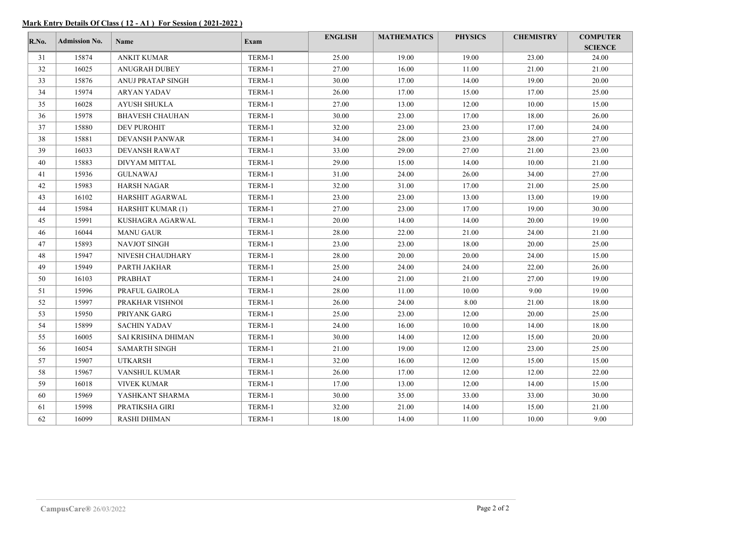**Mark Entry Details Of Class ( 12 - A1 ) For Session ( 2021-2022 )**

| R.No. | Admission No. | Name | Exam | ENGLISH | MATHEMATICS | PHYSICS | CHEMISTRY | COMPUTER SCIENCE |
|---|---|---|---|---|---|---|---|---|
| 31 | 15874 | ANKIT KUMAR | TERM-1 | 25.00 | 19.00 | 19.00 | 23.00 | 24.00 |
| 32 | 16025 | ANUGRAH DUBEY | TERM-1 | 27.00 | 16.00 | 11.00 | 21.00 | 21.00 |
| 33 | 15876 | ANUJ PRATAP SINGH | TERM-1 | 30.00 | 17.00 | 14.00 | 19.00 | 20.00 |
| 34 | 15974 | ARYAN YADAV | TERM-1 | 26.00 | 17.00 | 15.00 | 17.00 | 25.00 |
| 35 | 16028 | AYUSH SHUKLA | TERM-1 | 27.00 | 13.00 | 12.00 | 10.00 | 15.00 |
| 36 | 15978 | BHAVESH CHAUHAN | TERM-1 | 30.00 | 23.00 | 17.00 | 18.00 | 26.00 |
| 37 | 15880 | DEV PUROHIT | TERM-1 | 32.00 | 23.00 | 23.00 | 17.00 | 24.00 |
| 38 | 15881 | DEVANSH PANWAR | TERM-1 | 34.00 | 28.00 | 23.00 | 28.00 | 27.00 |
| 39 | 16033 | DEVANSH RAWAT | TERM-1 | 33.00 | 29.00 | 27.00 | 21.00 | 23.00 |
| 40 | 15883 | DIVYAM MITTAL | TERM-1 | 29.00 | 15.00 | 14.00 | 10.00 | 21.00 |
| 41 | 15936 | GULNAWAJ | TERM-1 | 31.00 | 24.00 | 26.00 | 34.00 | 27.00 |
| 42 | 15983 | HARSH NAGAR | TERM-1 | 32.00 | 31.00 | 17.00 | 21.00 | 25.00 |
| 43 | 16102 | HARSHIT AGARWAL | TERM-1 | 23.00 | 23.00 | 13.00 | 13.00 | 19.00 |
| 44 | 15984 | HARSHIT KUMAR (1) | TERM-1 | 27.00 | 23.00 | 17.00 | 19.00 | 30.00 |
| 45 | 15991 | KUSHAGRA AGARWAL | TERM-1 | 20.00 | 14.00 | 14.00 | 20.00 | 19.00 |
| 46 | 16044 | MANU GAUR | TERM-1 | 28.00 | 22.00 | 21.00 | 24.00 | 21.00 |
| 47 | 15893 | NAVJOT SINGH | TERM-1 | 23.00 | 23.00 | 18.00 | 20.00 | 25.00 |
| 48 | 15947 | NIVESH CHAUDHARY | TERM-1 | 28.00 | 20.00 | 20.00 | 24.00 | 15.00 |
| 49 | 15949 | PARTH JAKHAR | TERM-1 | 25.00 | 24.00 | 24.00 | 22.00 | 26.00 |
| 50 | 16103 | PRABHAT | TERM-1 | 24.00 | 21.00 | 21.00 | 27.00 | 19.00 |
| 51 | 15996 | PRAFUL GAIROLA | TERM-1 | 28.00 | 11.00 | 10.00 | 9.00 | 19.00 |
| 52 | 15997 | PRAKHAR VISHNOI | TERM-1 | 26.00 | 24.00 | 8.00 | 21.00 | 18.00 |
| 53 | 15950 | PRIYANK GARG | TERM-1 | 25.00 | 23.00 | 12.00 | 20.00 | 25.00 |
| 54 | 15899 | SACHIN YADAV | TERM-1 | 24.00 | 16.00 | 10.00 | 14.00 | 18.00 |
| 55 | 16005 | SAI KRISHNA DHIMAN | TERM-1 | 30.00 | 14.00 | 12.00 | 15.00 | 20.00 |
| 56 | 16054 | SAMARTH SINGH | TERM-1 | 21.00 | 19.00 | 12.00 | 23.00 | 25.00 |
| 57 | 15907 | UTKARSH | TERM-1 | 32.00 | 16.00 | 12.00 | 15.00 | 15.00 |
| 58 | 15967 | VANSHUL KUMAR | TERM-1 | 26.00 | 17.00 | 12.00 | 12.00 | 22.00 |
| 59 | 16018 | VIVEK KUMAR | TERM-1 | 17.00 | 13.00 | 12.00 | 14.00 | 15.00 |
| 60 | 15969 | YASHKANT SHARMA | TERM-1 | 30.00 | 35.00 | 33.00 | 33.00 | 30.00 |
| 61 | 15998 | PRATIKSHA GIRI | TERM-1 | 32.00 | 21.00 | 14.00 | 15.00 | 21.00 |
| 62 | 16099 | RASHI DHIMAN | TERM-1 | 18.00 | 14.00 | 11.00 | 10.00 | 9.00 |

**CampusCare®** 26/03/2022